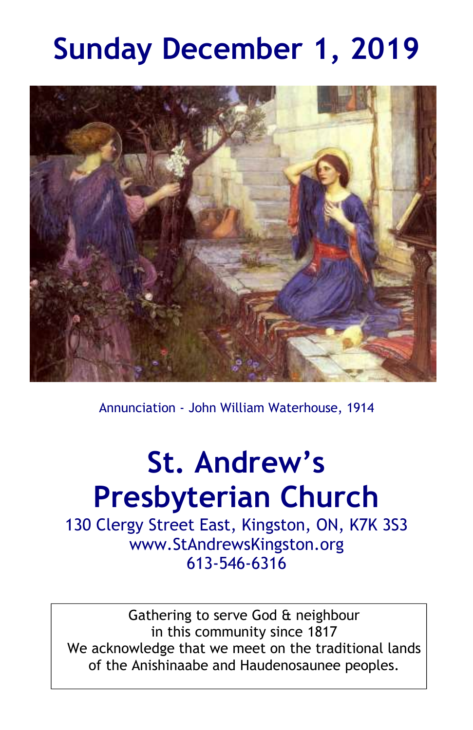# Sunday December 1, 2019

Annunciation - John William Waterhouse, 1914

# St. Andrew's Presbyterian Church

130 Clergy Street East, Kingston, ON, K7K 3S3
www.StAndrewsKingston.org
613-546-6316

Gathering to serve God & neighbour
in this community since 1817
We acknowledge that we meet on the traditional lands
of the Anishinaabe and Haudenosaunee peoples.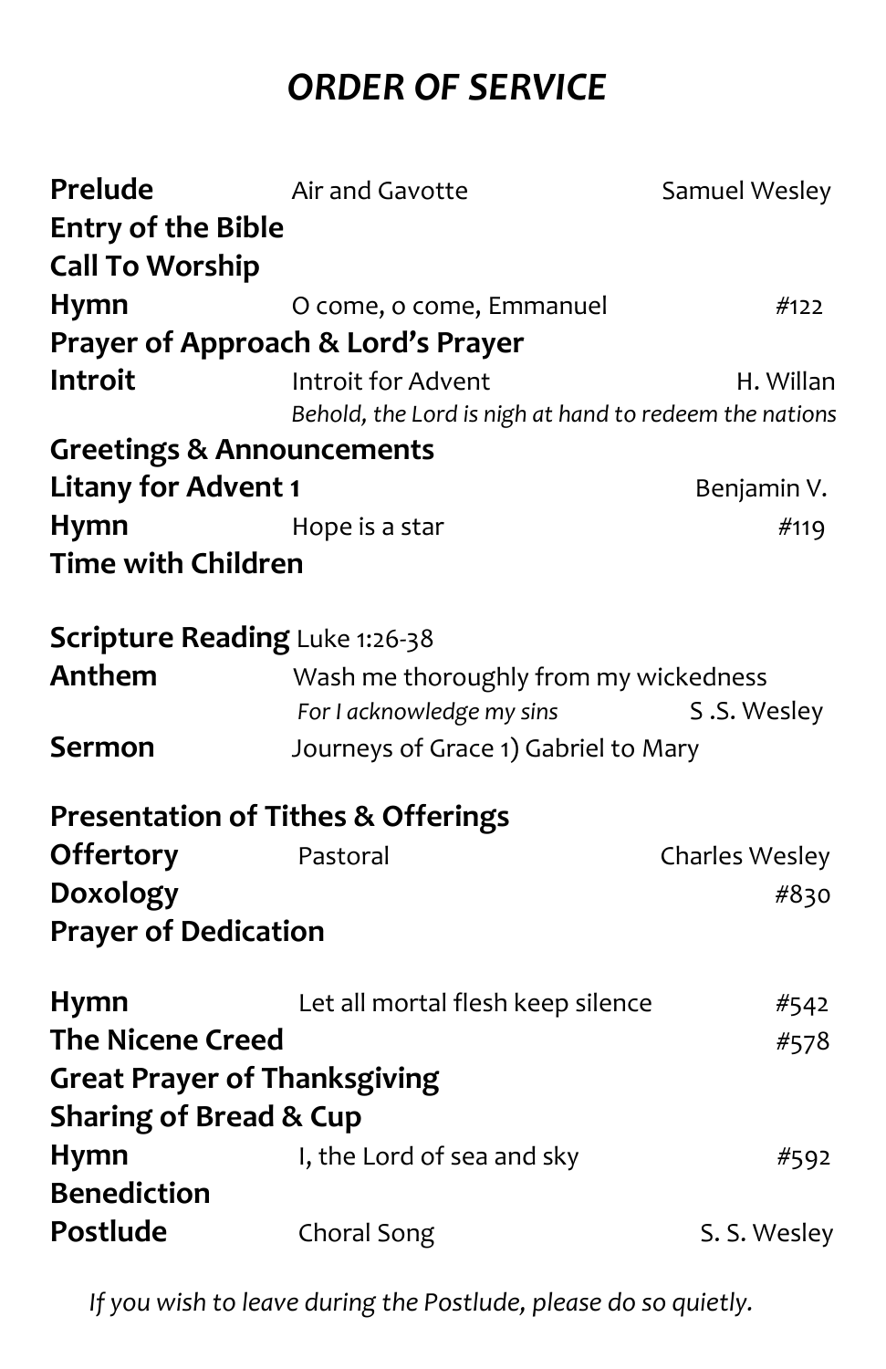# *ORDER OF SERVICE*

| | | |
|---|---|---|
| **Prelude** | Air and Gavotte | Samuel Wesley |
| **Entry of the Bible** | | |
| **Call To Worship** | | |
| **Hymn** | O come, o come, Emmanuel | #122 |
| **Prayer of Approach & Lord's Prayer** | | |
| **Introit** | Introit for Advent<br>*Behold, the Lord is nigh at hand to redeem the nations* | H. Willan |
| **Greetings & Announcements** | | |
| **Litany for Advent 1** | | Benjamin V. |
| **Hymn** | Hope is a star | #119 |
| **Time with Children** | | |
| | | |
| **Scripture Reading** | Luke 1:26-38 | |
| **Anthem** | Wash me thoroughly from my wickedness<br>*For I acknowledge my sins* | S .S. Wesley |
| **Sermon** | Journeys of Grace 1) Gabriel to Mary | |
| | | |
| **Presentation of Tithes & Offerings** | | |
| **Offertory** | Pastoral | Charles Wesley |
| **Doxology** | | #830 |
| **Prayer of Dedication** | | |
| | | |
| **Hymn** | Let all mortal flesh keep silence | #542 |
| **The Nicene Creed** | | #578 |
| **Great Prayer of Thanksgiving** | | |
| **Sharing of Bread & Cup** | | |
| **Hymn** | I, the Lord of sea and sky | #592 |
| **Benediction** | | |
| **Postlude** | Choral Song | S. S. Wesley |

*If you wish to leave during the Postlude, please do so quietly.*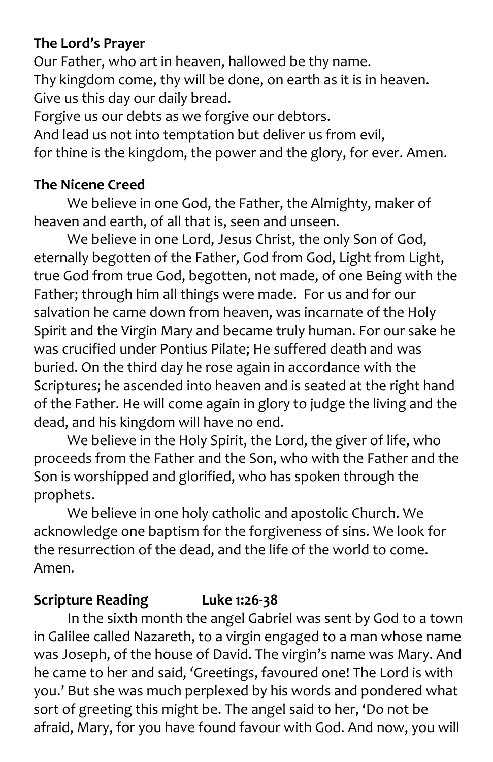**The Lord's Prayer**

Our Father, who art in heaven, hallowed be thy name.
Thy kingdom come, thy will be done, on earth as it is in heaven.
Give us this day our daily bread.
Forgive us our debts as we forgive our debtors.
And lead us not into temptation but deliver us from evil,
for thine is the kingdom, the power and the glory, for ever. Amen.

**The Nicene Creed**

We believe in one God, the Father, the Almighty, maker of heaven and earth, of all that is, seen and unseen.

We believe in one Lord, Jesus Christ, the only Son of God, eternally begotten of the Father, God from God, Light from Light, true God from true God, begotten, not made, of one Being with the Father; through him all things were made. For us and for our salvation he came down from heaven, was incarnate of the Holy Spirit and the Virgin Mary and became truly human. For our sake he was crucified under Pontius Pilate; He suffered death and was buried. On the third day he rose again in accordance with the Scriptures; he ascended into heaven and is seated at the right hand of the Father. He will come again in glory to judge the living and the dead, and his kingdom will have no end.

We believe in the Holy Spirit, the Lord, the giver of life, who proceeds from the Father and the Son, who with the Father and the Son is worshipped and glorified, who has spoken through the prophets.

We believe in one holy catholic and apostolic Church. We acknowledge one baptism for the forgiveness of sins. We look for the resurrection of the dead, and the life of the world to come. Amen.

**Scripture Reading Luke 1:26-38**

In the sixth month the angel Gabriel was sent by God to a town in Galilee called Nazareth, to a virgin engaged to a man whose name was Joseph, of the house of David. The virgin's name was Mary. And he came to her and said, 'Greetings, favoured one! The Lord is with you.' But she was much perplexed by his words and pondered what sort of greeting this might be. The angel said to her, 'Do not be afraid, Mary, for you have found favour with God. And now, you will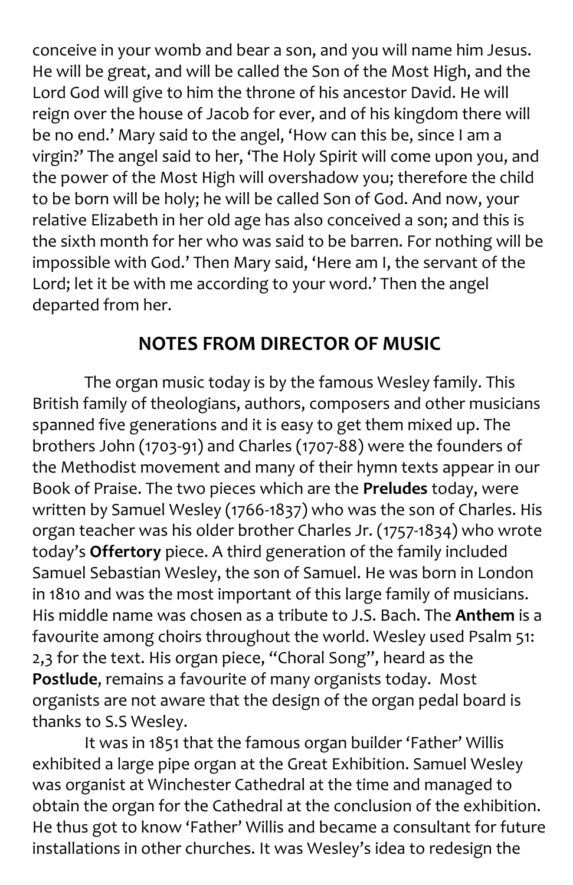conceive in your womb and bear a son, and you will name him Jesus. He will be great, and will be called the Son of the Most High, and the Lord God will give to him the throne of his ancestor David. He will reign over the house of Jacob for ever, and of his kingdom there will be no end.' Mary said to the angel, 'How can this be, since I am a virgin?' The angel said to her, 'The Holy Spirit will come upon you, and the power of the Most High will overshadow you; therefore the child to be born will be holy; he will be called Son of God. And now, your relative Elizabeth in her old age has also conceived a son; and this is the sixth month for her who was said to be barren. For nothing will be impossible with God.' Then Mary said, 'Here am I, the servant of the Lord; let it be with me according to your word.' Then the angel departed from her.

## NOTES FROM DIRECTOR OF MUSIC

The organ music today is by the famous Wesley family. This British family of theologians, authors, composers and other musicians spanned five generations and it is easy to get them mixed up. The brothers John (1703-91) and Charles (1707-88) were the founders of the Methodist movement and many of their hymn texts appear in our Book of Praise. The two pieces which are the **Preludes** today, were written by Samuel Wesley (1766-1837) who was the son of Charles. His organ teacher was his older brother Charles Jr. (1757-1834) who wrote today's **Offertory** piece. A third generation of the family included Samuel Sebastian Wesley, the son of Samuel. He was born in London in 1810 and was the most important of this large family of musicians. His middle name was chosen as a tribute to J.S. Bach. The **Anthem** is a favourite among choirs throughout the world. Wesley used Psalm 51: 2,3 for the text. His organ piece, "Choral Song", heard as the **Postlude**, remains a favourite of many organists today. Most organists are not aware that the design of the organ pedal board is thanks to S.S Wesley.

It was in 1851 that the famous organ builder 'Father' Willis exhibited a large pipe organ at the Great Exhibition. Samuel Wesley was organist at Winchester Cathedral at the time and managed to obtain the organ for the Cathedral at the conclusion of the exhibition. He thus got to know 'Father' Willis and became a consultant for future installations in other churches. It was Wesley's idea to redesign the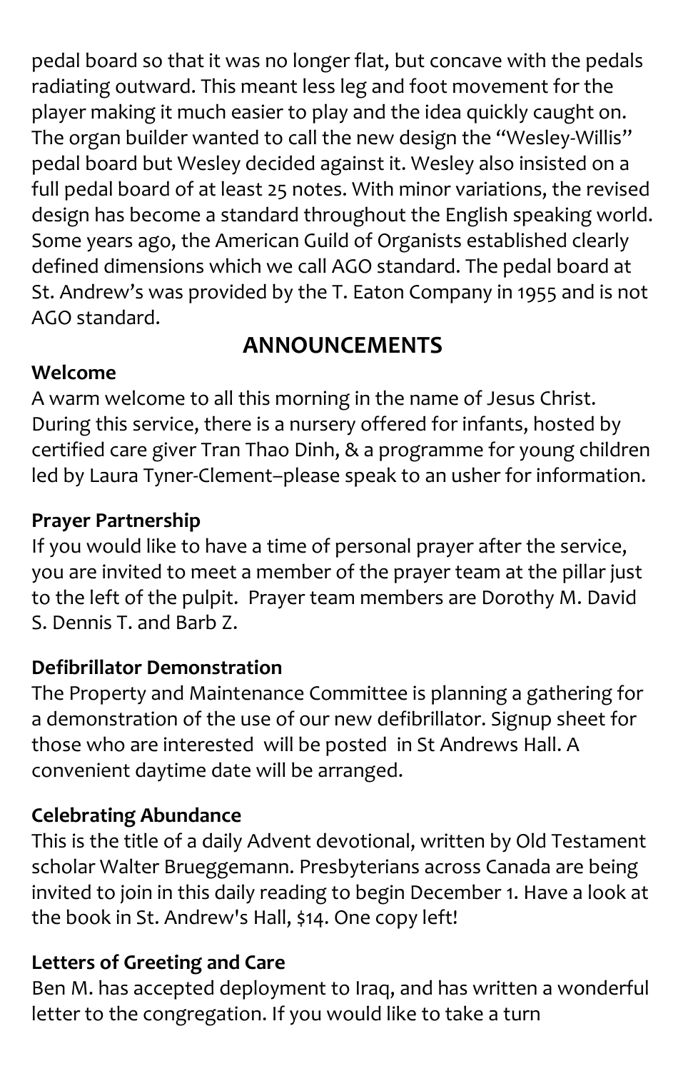pedal board so that it was no longer flat, but concave with the pedals radiating outward. This meant less leg and foot movement for the player making it much easier to play and the idea quickly caught on. The organ builder wanted to call the new design the "Wesley-Willis" pedal board but Wesley decided against it. Wesley also insisted on a full pedal board of at least 25 notes. With minor variations, the revised design has become a standard throughout the English speaking world. Some years ago, the American Guild of Organists established clearly defined dimensions which we call AGO standard. The pedal board at St. Andrew's was provided by the T. Eaton Company in 1955 and is not AGO standard.

## ANNOUNCEMENTS

**Welcome**

A warm welcome to all this morning in the name of Jesus Christ. During this service, there is a nursery offered for infants, hosted by certified care giver Tran Thao Dinh, & a programme for young children led by Laura Tyner-Clement–please speak to an usher for information.

**Prayer Partnership**

If you would like to have a time of personal prayer after the service, you are invited to meet a member of the prayer team at the pillar just to the left of the pulpit. Prayer team members are Dorothy M. David S. Dennis T. and Barb Z.

**Defibrillator Demonstration**

The Property and Maintenance Committee is planning a gathering for a demonstration of the use of our new defibrillator. Signup sheet for those who are interested will be posted in St Andrews Hall. A convenient daytime date will be arranged.

**Celebrating Abundance**

This is the title of a daily Advent devotional, written by Old Testament scholar Walter Brueggemann. Presbyterians across Canada are being invited to join in this daily reading to begin December 1. Have a look at the book in St. Andrew's Hall, $14. One copy left!

**Letters of Greeting and Care**

Ben M. has accepted deployment to Iraq, and has written a wonderful letter to the congregation. If you would like to take a turn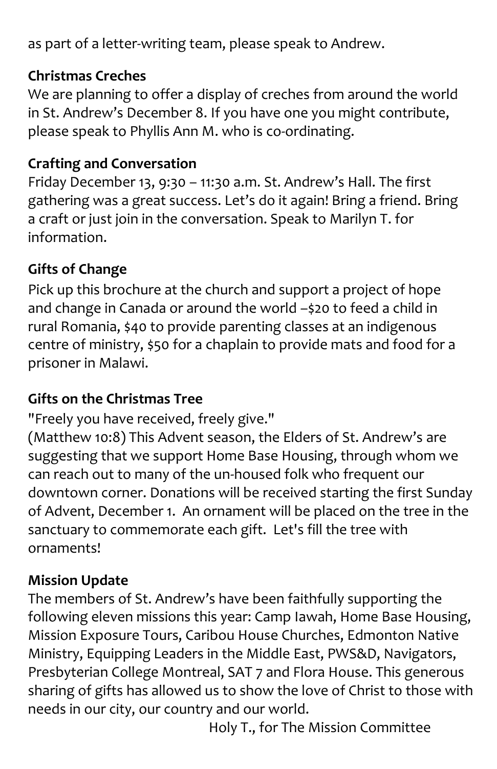as part of a letter-writing team, please speak to Andrew.

**Christmas Creches**

We are planning to offer a display of creches from around the world in St. Andrew's December 8. If you have one you might contribute, please speak to Phyllis Ann M. who is co-ordinating.

**Crafting and Conversation**

Friday December 13, 9:30 – 11:30 a.m. St. Andrew's Hall. The first gathering was a great success. Let's do it again! Bring a friend. Bring a craft or just join in the conversation. Speak to Marilyn T. for information.

**Gifts of Change**

Pick up this brochure at the church and support a project of hope and change in Canada or around the world –$20 to feed a child in rural Romania, $40 to provide parenting classes at an indigenous centre of ministry, $50 for a chaplain to provide mats and food for a prisoner in Malawi.

**Gifts on the Christmas Tree**

"Freely you have received, freely give."
(Matthew 10:8) This Advent season, the Elders of St. Andrew's are suggesting that we support Home Base Housing, through whom we can reach out to many of the un-housed folk who frequent our downtown corner. Donations will be received starting the first Sunday of Advent, December 1. An ornament will be placed on the tree in the sanctuary to commemorate each gift. Let's fill the tree with ornaments!

**Mission Update**

The members of St. Andrew's have been faithfully supporting the following eleven missions this year: Camp Iawah, Home Base Housing, Mission Exposure Tours, Caribou House Churches, Edmonton Native Ministry, Equipping Leaders in the Middle East, PWS&D, Navigators, Presbyterian College Montreal, SAT 7 and Flora House. This generous sharing of gifts has allowed us to show the love of Christ to those with needs in our city, our country and our world.

Holy T., for The Mission Committee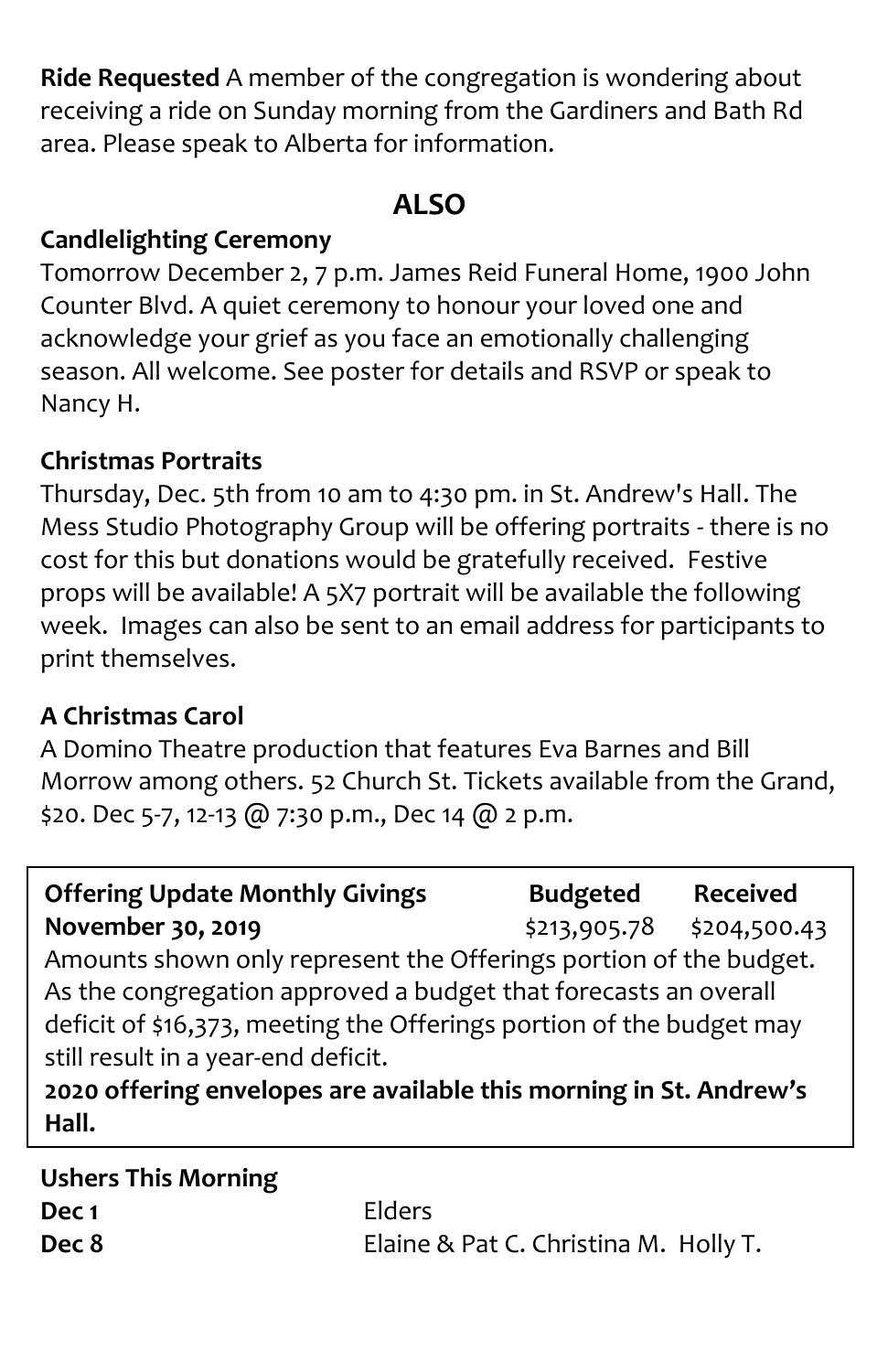**Ride Requested** A member of the congregation is wondering about receiving a ride on Sunday morning from the Gardiners and Bath Rd area. Please speak to Alberta for information.

## ALSO

**Candlelighting Ceremony**

Tomorrow December 2, 7 p.m. James Reid Funeral Home, 1900 John Counter Blvd. A quiet ceremony to honour your loved one and acknowledge your grief as you face an emotionally challenging season. All welcome. See poster for details and RSVP or speak to Nancy H.

**Christmas Portraits**

Thursday, Dec. 5th from 10 am to 4:30 pm. in St. Andrew's Hall. The Mess Studio Photography Group will be offering portraits - there is no cost for this but donations would be gratefully received. Festive props will be available! A 5X7 portrait will be available the following week. Images can also be sent to an email address for participants to print themselves.

**A Christmas Carol**

A Domino Theatre production that features Eva Barnes and Bill Morrow among others. 52 Church St. Tickets available from the Grand, $20. Dec 5-7, 12-13 @ 7:30 p.m., Dec 14 @ 2 p.m.

| Offering Update Monthly Givings | Budgeted | Received |
|---|---|---|
| **November 30, 2019** | $213,905.78 | $204,500.43 |

Amounts shown only represent the Offerings portion of the budget. As the congregation approved a budget that forecasts an overall deficit of $16,373, meeting the Offerings portion of the budget may still result in a year-end deficit.

**2020 offering envelopes are available this morning in St. Andrew's Hall.**

**Ushers This Morning**

| | |
|---|---|
| **Dec 1** | Elders |
| **Dec 8** | Elaine & Pat C. Christina M. Holly T. |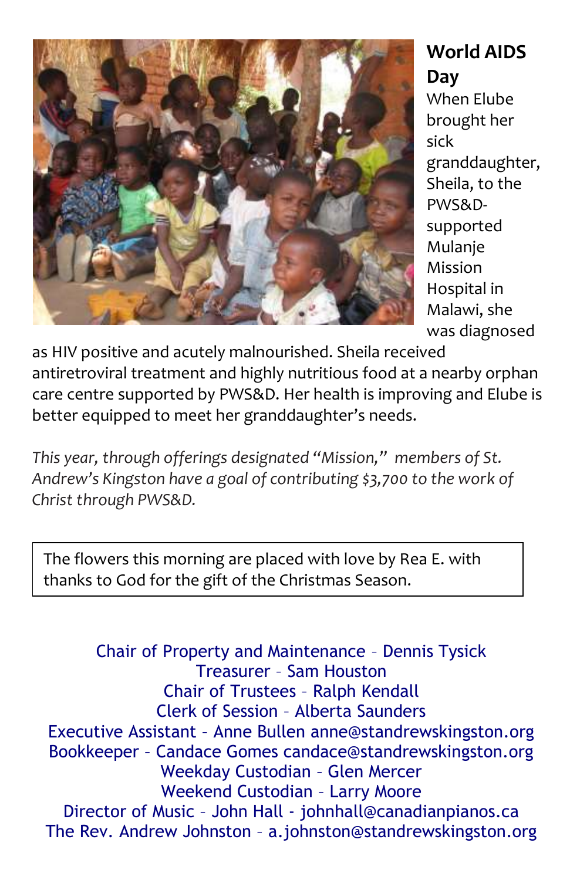## World AIDS Day

When Elube brought her sick granddaughter, Sheila, to the PWS&D-supported Mulanje Mission Hospital in Malawi, she was diagnosed as HIV positive and acutely malnourished. Sheila received antiretroviral treatment and highly nutritious food at a nearby orphan care centre supported by PWS&D. Her health is improving and Elube is better equipped to meet her granddaughter's needs.

*This year, through offerings designated "Mission," members of St. Andrew's Kingston have a goal of contributing $3,700 to the work of Christ through PWS&D.*

The flowers this morning are placed with love by Rea E. with thanks to God for the gift of the Christmas Season.

Chair of Property and Maintenance – Dennis Tysick
Treasurer – Sam Houston
Chair of Trustees – Ralph Kendall
Clerk of Session – Alberta Saunders
Executive Assistant – Anne Bullen anne@standrewskingston.org
Bookkeeper – Candace Gomes candace@standrewskingston.org
Weekday Custodian – Glen Mercer
Weekend Custodian – Larry Moore
Director of Music – John Hall - johnhall@canadianpianos.ca
The Rev. Andrew Johnston – a.johnston@standrewskingston.org